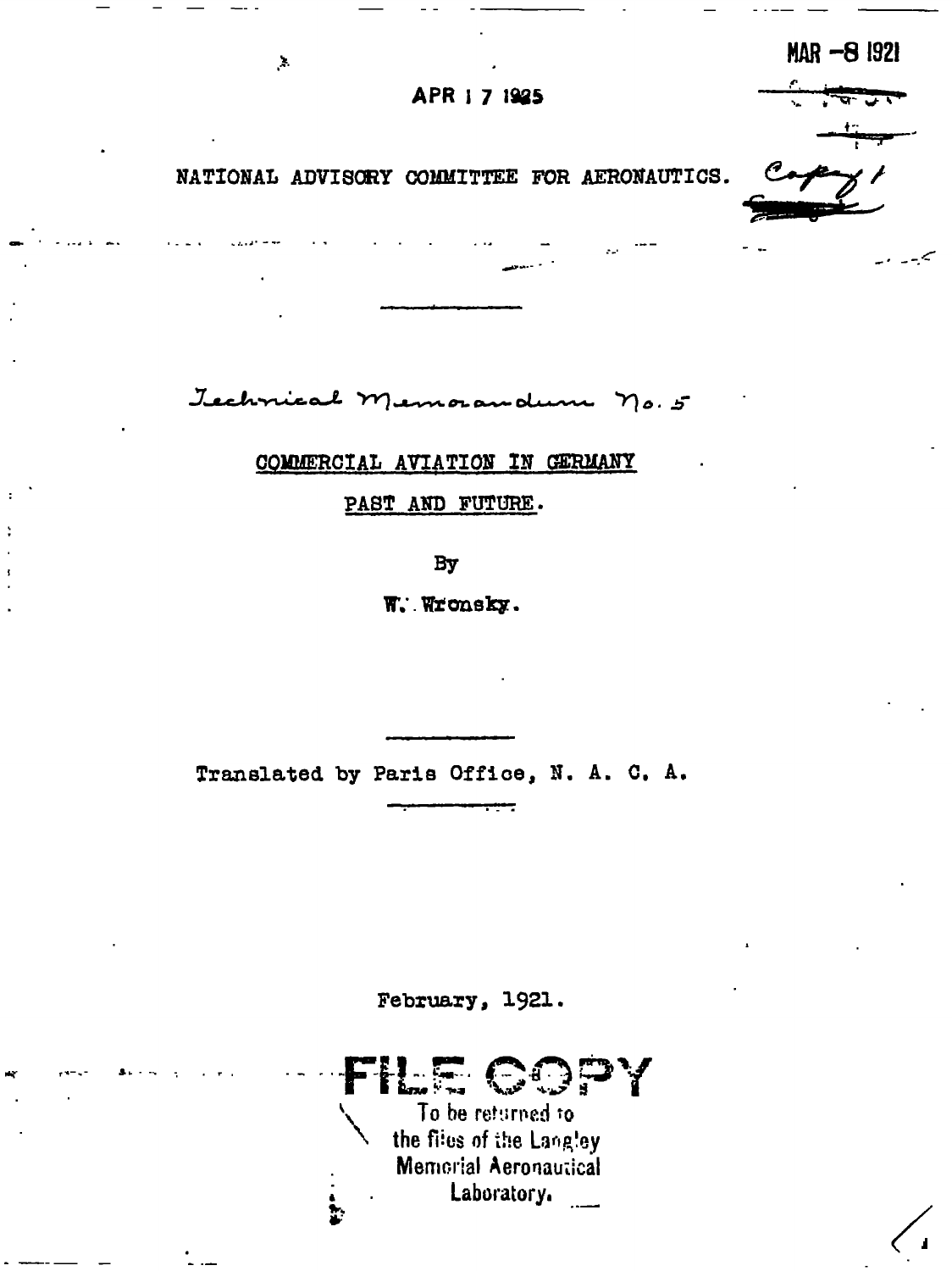MAR -8 1921

APR 1 7 1925

NATIONAL ADVISORY COMMITTEE FOR AERONAUTICS.

Copy 1

---

*Technical Memorandum No. 5*

# COMMERCIAL AVIATION IN GERMANY

## PAST AND FUTURE.

By

**W. Wronsky.**

---

Translated by Paris Office, N. A. C. A.

---

February, 1921.

**FILE COPY**

To be returned to the files of the Langley Memorial Aeronautical Laboratory.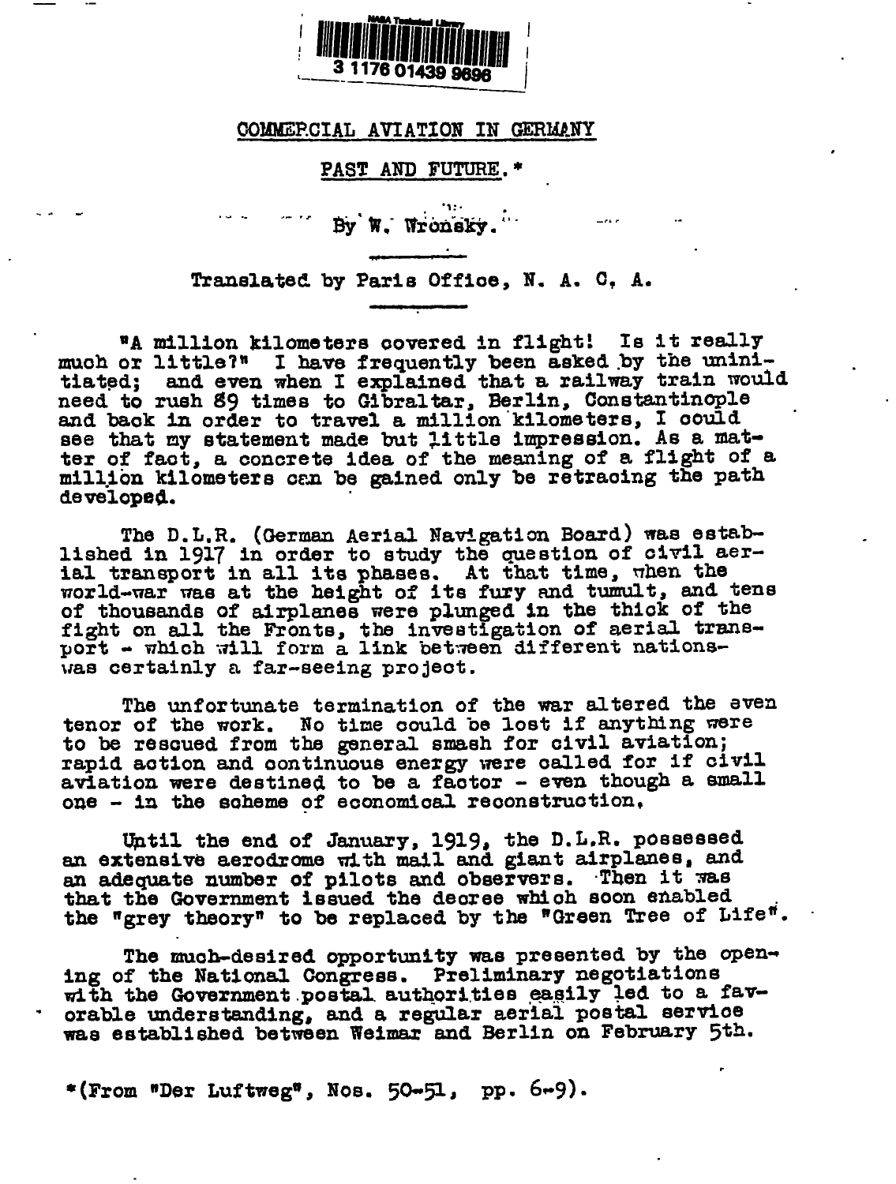COMMERCIAL AVIATION IN GERMANY

PAST AND FUTURE.*

By W. Wronsky.

Translated by Paris Office, N. A. C. A.

"A million kilometers covered in flight! Is it really much or little?" I have frequently been asked by the uninitiated; and even when I explained that a railway train would need to rush 89 times to Gibraltar, Berlin, Constantinople and back in order to travel a million kilometers, I could see that my statement made but little impression. As a matter of fact, a concrete idea of the meaning of a flight of a million kilometers can be gained only be retracing the path developed.

The D.L.R. (German Aerial Navigation Board) was established in 1917 in order to study the question of civil aerial transport in all its phases. At that time, when the world-war was at the height of its fury and tumult, and tens of thousands of airplanes were plunged in the thick of the fight on all the Fronts, the investigation of aerial transport - which will form a link between different nations- was certainly a far-seeing project.

The unfortunate termination of the war altered the even tenor of the work. No time could be lost if anything were to be rescued from the general smash for civil aviation; rapid action and continuous energy were called for if civil aviation were destined to be a factor - even though a small one - in the scheme of economical reconstruction.

Until the end of January, 1919, the D.L.R. possessed an extensive aerodrome with mail and giant airplanes, and an adequate number of pilots and observers. Then it was that the Government issued the decree which soon enabled the "grey theory" to be replaced by the "Green Tree of Life".

The much-desired opportunity was presented by the opening of the National Congress. Preliminary negotiations with the Government postal authorities easily led to a favorable understanding, and a regular aerial postal service was established between Weimar and Berlin on February 5th.

*(From "Der Luftweg", Nos. 50-51, pp. 6-9).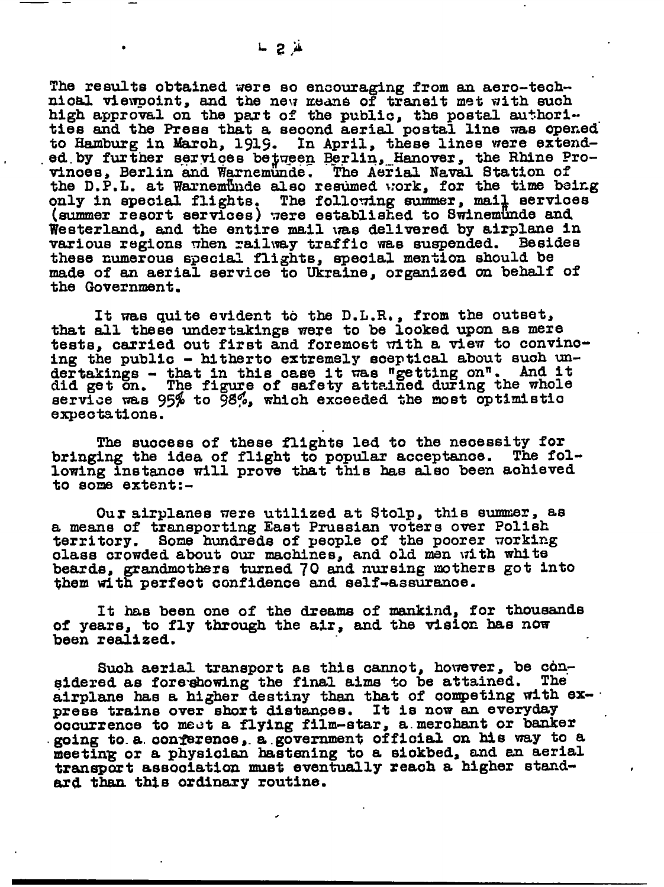The results obtained were so encouraging from an aero-technical viewpoint, and the new means of transit met with such high approval on the part of the public, the postal authorities and the Press that a second aerial postal line was opened to Hamburg in March, 1919. In April, these lines were extended by further services between Berlin, Hanover, the Rhine Provinces, Berlin and Warnemünde. The Aerial Naval Station of the D.P.L. at Warnemünde also resumed work, for the time being only in special flights. The following summer, mail services (summer resort services) were established to Swinemünde and Westerland, and the entire mail was delivered by airplane in various regions when railway traffic was suspended. Besides these numerous special flights, special mention should be made of an aerial service to Ukraine, organized on behalf of the Government.

It was quite evident to the D.L.R., from the outset, that all these undertakings were to be looked upon as mere tests, carried out first and foremost with a view to convincing the public - hitherto extremely sceptical about such undertakings - that in this case it was "getting on". And it did get on. The figure of safety attained during the whole service was 95% to 98%, which exceeded the most optimistic expectations.

The success of these flights led to the necessity for bringing the idea of flight to popular acceptance. The following instance will prove that this has also been achieved to some extent:-

Our airplanes were utilized at Stolp, this summer, as a means of transporting East Prussian voters over Polish territory. Some hundreds of people of the poorer working class crowded about our machines, and old men with white beards, grandmothers turned 70 and nursing mothers got into them with perfect confidence and self-assurance.

It has been one of the dreams of mankind, for thousands of years, to fly through the air, and the vision has now been realized.

Such aerial transport as this cannot, however, be considered as foreshowing the final aims to be attained. The airplane has a higher destiny than that of competing with express trains over short distances. It is now an everyday occurrence to meet a flying film-star, a merchant or banker going to a conference, a government official on his way to a meeting or a physician hastening to a sickbed, and an aerial transport association must eventually reach a higher standard than this ordinary routine.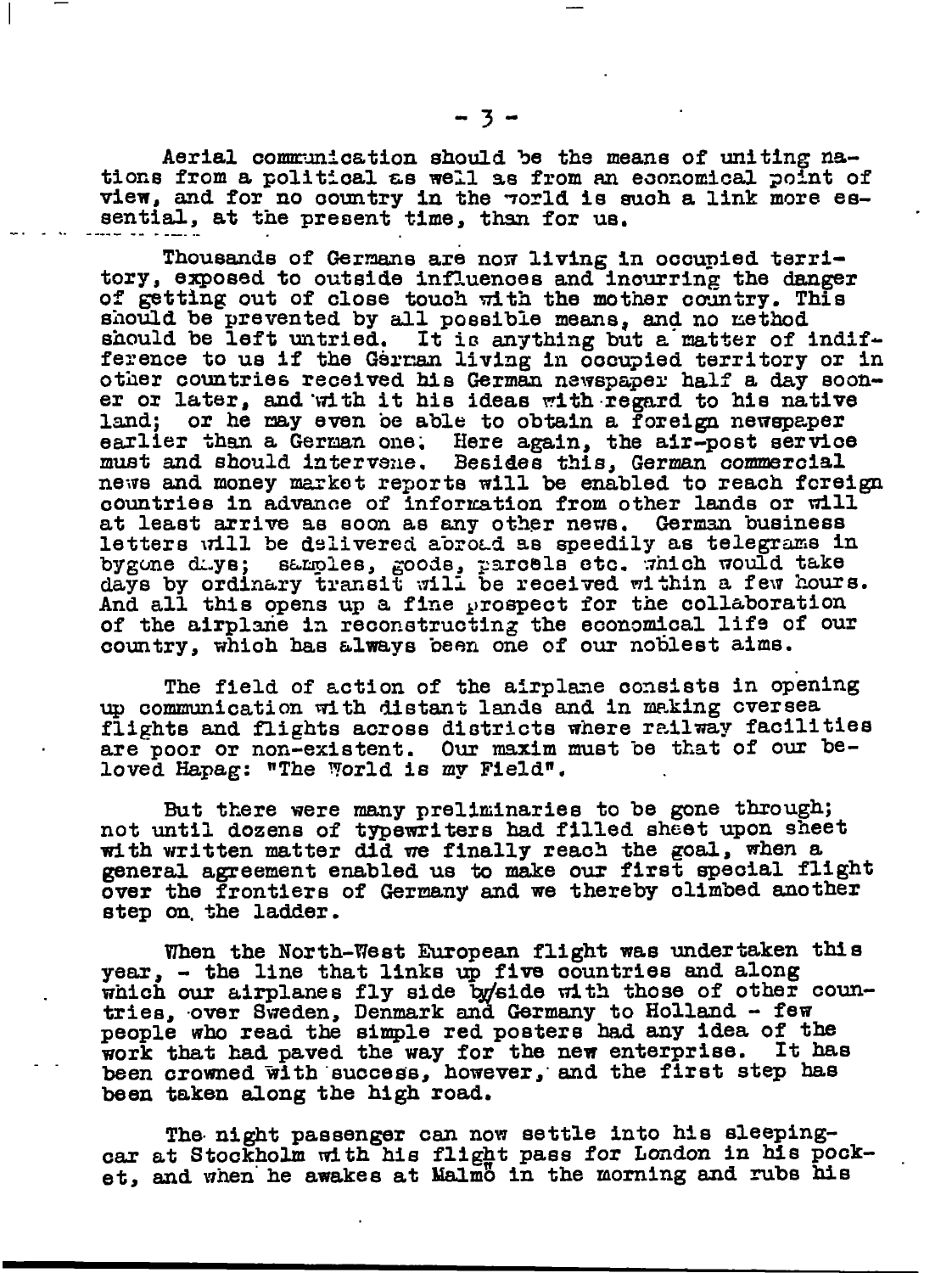Aerial communication should be the means of uniting nations from a political as well as from an economical point of view, and for no country in the world is such a link more essential, at the present time, than for us.

Thousands of Germans are now living in occupied territory, exposed to outside influences and incurring the danger of getting out of close touch with the mother country. This should be prevented by all possible means, and no method should be left untried. It is anything but a matter of indifference to us if the German living in occupied territory or in other countries received his German newspaper half a day sooner or later, and with it his ideas with regard to his native land; or he may even be able to obtain a foreign newspaper earlier than a German one. Here again, the air-post service must and should intervene. Besides this, German commercial news and money market reports will be enabled to reach foreign countries in advance of information from other lands or will at least arrive as soon as any other news. German business letters will be delivered abroad as speedily as telegrams in bygone days; samples, goods, parcels etc. which would take days by ordinary transit will be received within a few hours. And all this opens up a fine prospect for the collaboration of the airplane in reconstructing the economical life of our country, which has always been one of our noblest aims.

The field of action of the airplane consists in opening up communication with distant lands and in making oversea flights and flights across districts where railway facilities are poor or non-existent. Our maxim must be that of our beloved Hapag: "The World is my Field".

But there were many preliminaries to be gone through; not until dozens of typewriters had filled sheet upon sheet with written matter did we finally reach the goal, when a general agreement enabled us to make our first special flight over the frontiers of Germany and we thereby climbed another step on the ladder.

When the North-West European flight was undertaken this year, - the line that links up five countries and along which our airplanes fly side by side with those of other countries, over Sweden, Denmark and Germany to Holland - few people who read the simple red posters had any idea of the work that had paved the way for the new enterprise. It has been crowned with success, however, and the first step has been taken along the high road.

The night passenger can now settle into his sleeping-car at Stockholm with his flight pass for London in his pocket, and when he awakes at Malmö in the morning and rubs his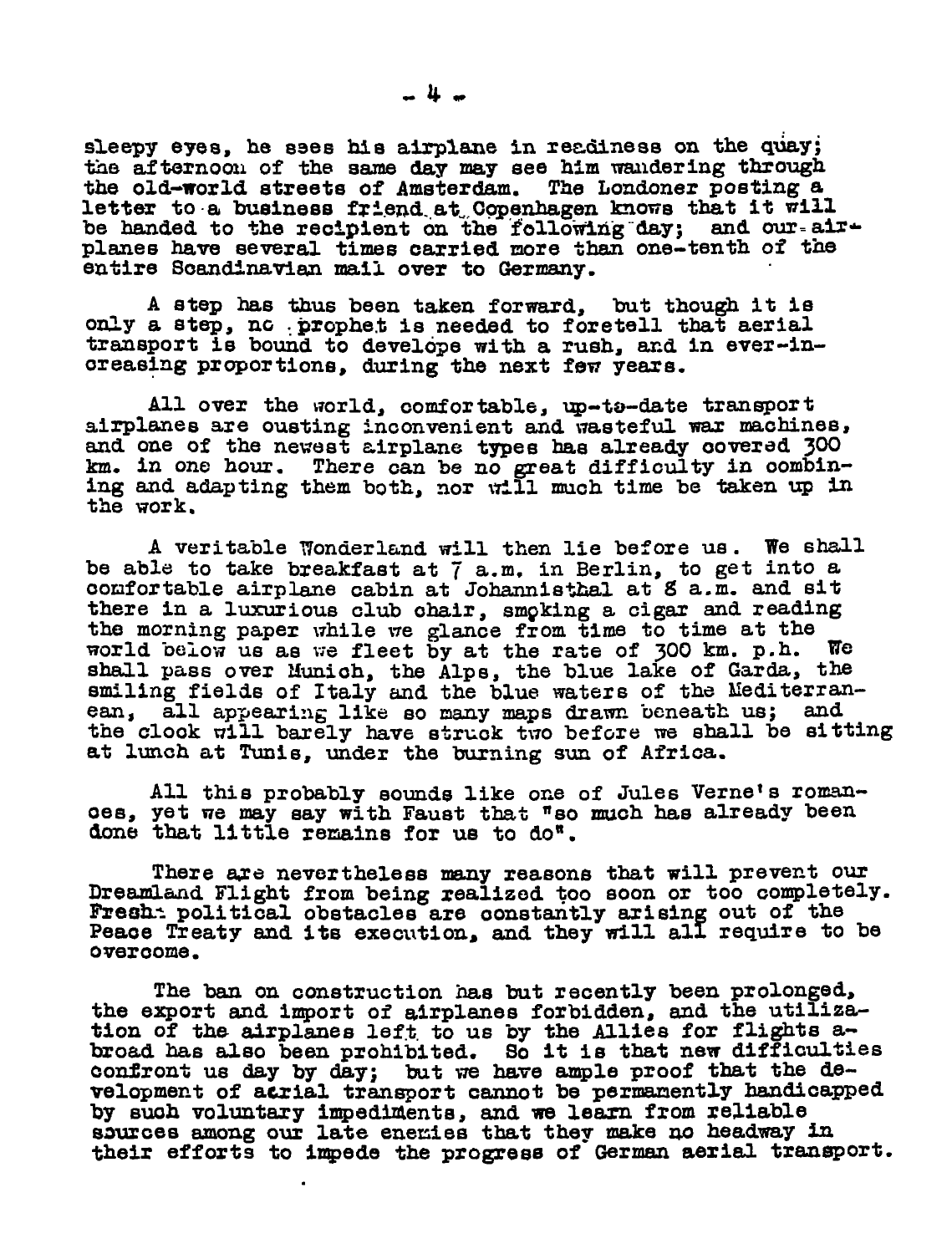sleepy eyes, he sees his airplane in readiness on the quay; the afternoon of the same day may see him wandering through the old-world streets of Amsterdam. The Londoner posting a letter to a business friend at Copenhagen knows that it will be handed to the recipient on the following day; and our airplanes have several times carried more than one-tenth of the entire Scandinavian mail over to Germany.

A step has thus been taken forward, but though it is only a step, no prophet is needed to foretell that aerial transport is bound to develope with a rush, and in ever-increasing proportions, during the next few years.

All over the world, comfortable, up-to-date transport airplanes are ousting inconvenient and wasteful war machines, and one of the newest airplane types has already covered 300 km. in one hour. There can be no great difficulty in combining and adapting them both, nor will much time be taken up in the work.

A veritable Wonderland will then lie before us. We shall be able to take breakfast at 7 a.m. in Berlin, to get into a comfortable airplane cabin at Johannisthal at 8 a.m. and sit there in a luxurious club chair, smoking a cigar and reading the morning paper while we glance from time to time at the world below us as we fleet by at the rate of 300 km. p.h. We shall pass over Munich, the Alps, the blue lake of Garda, the smiling fields of Italy and the blue waters of the Mediterranean, all appearing like so many maps drawn beneath us; and the clock will barely have struck two before we shall be sitting at lunch at Tunis, under the burning sun of Africa.

All this probably sounds like one of Jules Verne's romances, yet we may say with Faust that "so much has already been done that little remains for us to do".

There are nevertheless many reasons that will prevent our Dreamland Flight from being realized too soon or too completely. Fresh political obstacles are constantly arising out of the Peace Treaty and its execution, and they will all require to be overcome.

The ban on construction has but recently been prolonged, the export and import of airplanes forbidden, and the utilization of the airplanes left to us by the Allies for flights abroad has also been prohibited. So it is that new difficulties confront us day by day; but we have ample proof that the development of aerial transport cannot be permanently handicapped by such voluntary impediments, and we learn from reliable sources among our late enemies that they make no headway in their efforts to impede the progress of German aerial transport.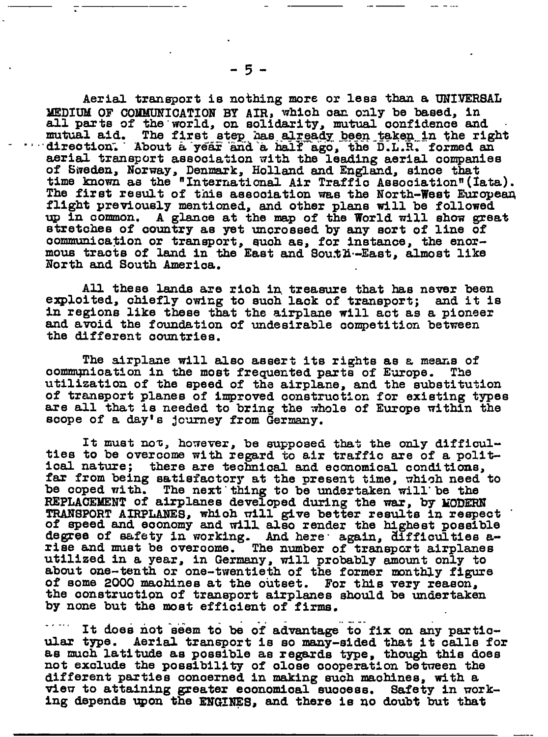Aerial transport is nothing more or less than a UNIVERSAL MEDIUM OF COMMUNICATION BY AIR, which can only be based, in all parts of the world, on solidarity, mutual confidence and mutual aid. The first step has already been taken in the right direction. About a year and a half ago, the D.L.R. formed an aerial transport association with the leading aerial companies of Sweden, Norway, Denmark, Holland and England, since that time known as the "International Air Traffic Association"(Iata). The first result of this association was the North-West European flight previously mentioned, and other plans will be followed up in common. A glance at the map of the World will show great stretches of country as yet uncrossed by any sort of line of communication or transport, such as, for instance, the enormous tracts of land in the East and South-East, almost like North and South America.

All these lands are rich in treasure that has never been exploited, chiefly owing to such lack of transport; and it is in regions like these that the airplane will act as a pioneer and avoid the foundation of undesirable competition between the different countries.

The airplane will also assert its rights as a means of communication in the most frequented parts of Europe. The utilization of the speed of the airplane, and the substitution of transport planes of improved construction for existing types are all that is needed to bring the whole of Europe within the scope of a day's journey from Germany.

It must not, however, be supposed that the only difficulties to be overcome with regard to air traffic are of a political nature; there are technical and economical conditions, far from being satisfactory at the present time, which need to be coped with. The next thing to be undertaken will be the REPLACEMENT of airplanes developed during the war, by MODERN TRANSPORT AIRPLANES, which will give better results in respect of speed and economy and will also render the highest possible degree of safety in working. And here again, difficulties arise and must be overcome. The number of transport airplanes utilized in a year, in Germany, will probably amount only to about one-tenth or one-twentieth of the former monthly figure of some 2000 machines at the outset. For this very reason, the construction of transport airplanes should be undertaken by none but the most efficient of firms.

It does not seem to be of advantage to fix on any particular type. Aerial transport is so many-sided that it calls for as much latitude as possible as regards type, though this does not exclude the possibility of close cooperation between the different parties concerned in making such machines, with a view to attaining greater economical success. Safety in working depends upon the ENGINES, and there is no doubt but that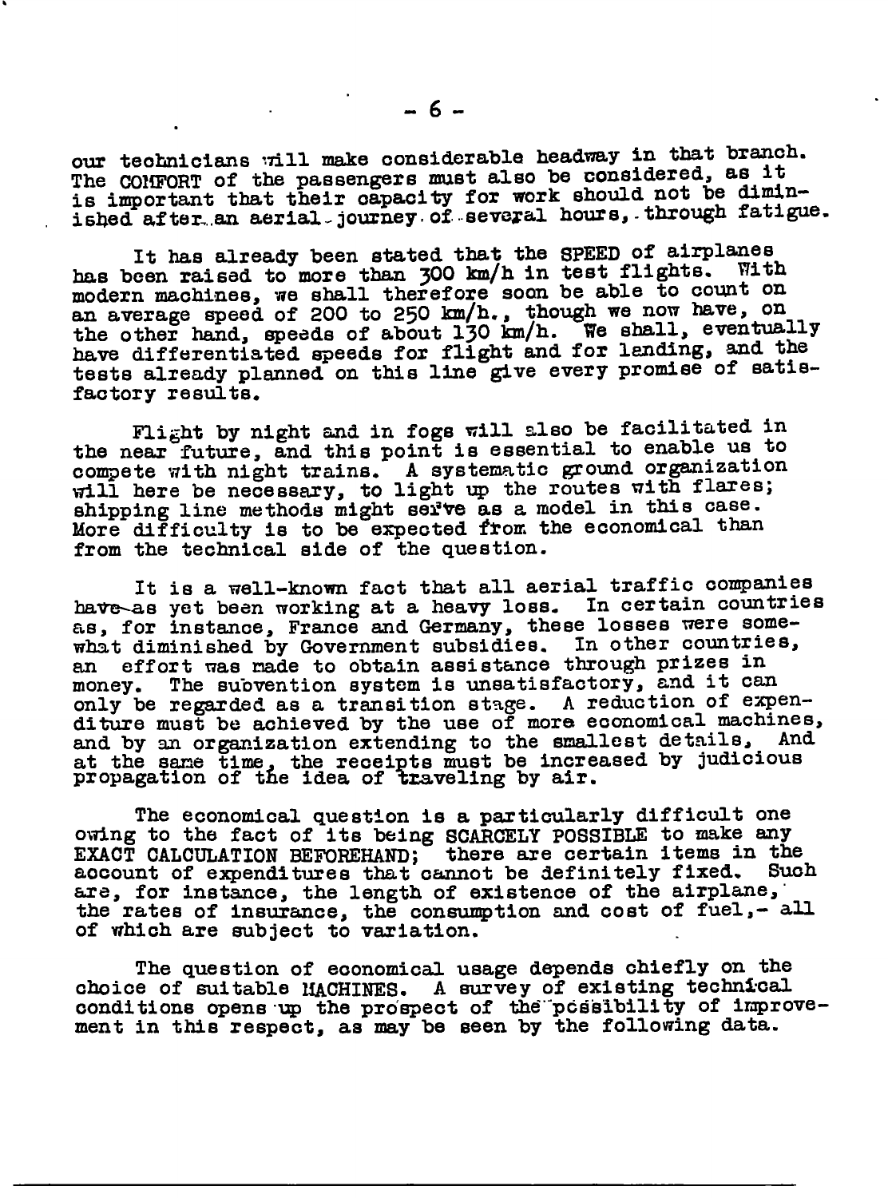our technicians will make considerable headway in that branch. The COMFORT of the passengers must also be considered, as it is important that their capacity for work should not be diminished after an aerial journey of several hours, through fatigue.

It has already been stated that the SPEED of airplanes has been raised to more than 300 km/h in test flights. With modern machines, we shall therefore soon be able to count on an average speed of 200 to 250 km/h., though we now have, on the other hand, speeds of about 130 km/h. We shall, eventually have differentiated speeds for flight and for landing, and the tests already planned on this line give every promise of satisfactory results.

Flight by night and in fogs will also be facilitated in the near future, and this point is essential to enable us to compete with night trains. A systematic ground organization will here be necessary, to light up the routes with flares; shipping line methods might serve as a model in this case. More difficulty is to be expected from the economical than from the technical side of the question.

It is a well-known fact that all aerial traffic companies have as yet been working at a heavy loss. In certain countries as, for instance, France and Germany, these losses were somewhat diminished by Government subsidies. In other countries, an effort was made to obtain assistance through prizes in money. The subvention system is unsatisfactory, and it can only be regarded as a transition stage. A reduction of expenditure must be achieved by the use of more economical machines, and by an organization extending to the smallest details. And at the same time, the receipts must be increased by judicious propagation of the idea of traveling by air.

The economical question is a particularly difficult one owing to the fact of its being SCARCELY POSSIBLE to make any EXACT CALCULATION BEFOREHAND; there are certain items in the account of expenditures that cannot be definitely fixed. Such are, for instance, the length of existence of the airplane, the rates of insurance, the consumption and cost of fuel,- all of which are subject to variation.

The question of economical usage depends chiefly on the choice of suitable MACHINES. A survey of existing technical conditions opens up the prospect of the possibility of improvement in this respect, as may be seen by the following data.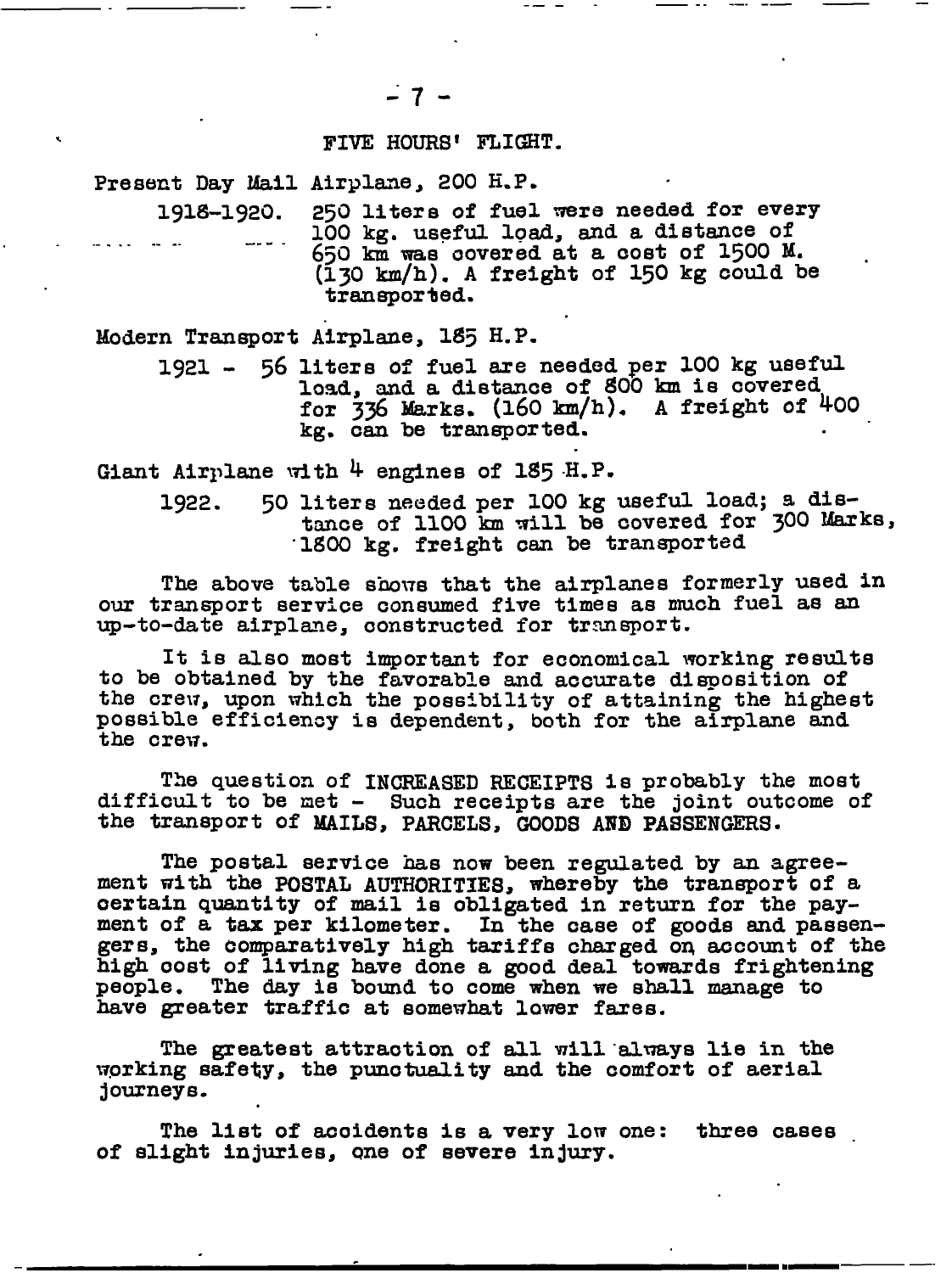## FIVE HOURS' FLIGHT.

Present Day Mail Airplane, 200 H.P.

1918-1920. 250 liters of fuel were needed for every 100 kg. useful load, and a distance of 650 km was covered at a cost of 1500 M. (130 km/h). A freight of 150 kg could be transported.

Modern Transport Airplane, 185 H.P.

1921 - 56 liters of fuel are needed per 100 kg useful load, and a distance of 800 km is covered for 336 Marks. (160 km/h). A freight of 400 kg. can be transported.

Giant Airplane with 4 engines of 185 H.P.

1922. 50 liters needed per 100 kg useful load; a distance of 1100 km will be covered for 300 Marks, 1800 kg. freight can be transported

The above table shows that the airplanes formerly used in our transport service consumed five times as much fuel as an up-to-date airplane, constructed for transport.

It is also most important for economical working results to be obtained by the favorable and accurate disposition of the crew, upon which the possibility of attaining the highest possible efficiency is dependent, both for the airplane and the crew.

The question of INCREASED RECEIPTS is probably the most difficult to be met - Such receipts are the joint outcome of the transport of MAILS, PARCELS, GOODS AND PASSENGERS.

The postal service has now been regulated by an agreement with the POSTAL AUTHORITIES, whereby the transport of a certain quantity of mail is obligated in return for the payment of a tax per kilometer. In the case of goods and passengers, the comparatively high tariffs charged on account of the high cost of living have done a good deal towards frightening people. The day is bound to come when we shall manage to have greater traffic at somewhat lower fares.

The greatest attraction of all will always lie in the working safety, the punctuality and the comfort of aerial journeys.

The list of accidents is a very low one: three cases of slight injuries, one of severe injury.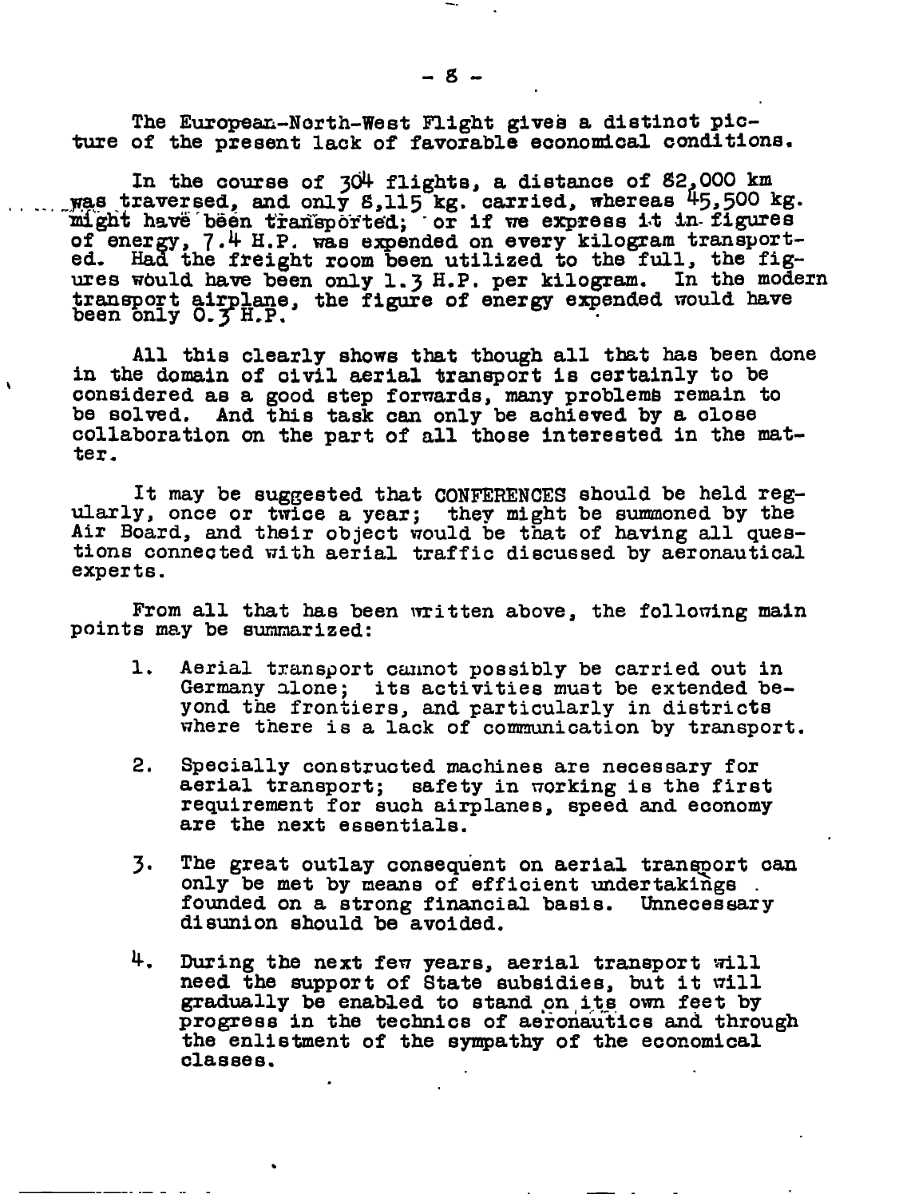The European-North-West Flight gives a distinct picture of the present lack of favorable economical conditions.

In the course of 304 flights, a distance of 82,000 km was traversed, and only 8,115 kg. carried, whereas 45,500 kg. might have been transported; or if we express it in figures of energy, 7.4 H.P. was expended on every kilogram transported. Had the freight room been utilized to the full, the figures would have been only 1.3 H.P. per kilogram. In the modern transport airplane, the figure of energy expended would have been only 0.3 H.P.

All this clearly shows that though all that has been done in the domain of civil aerial transport is certainly to be considered as a good step forwards, many problems remain to be solved. And this task can only be achieved by a close collaboration on the part of all those interested in the matter.

It may be suggested that CONFERENCES should be held regularly, once or twice a year; they might be summoned by the Air Board, and their object would be that of having all questions connected with aerial traffic discussed by aeronautical experts.

From all that has been written above, the following main points may be summarized:

1. Aerial transport cannot possibly be carried out in Germany alone; its activities must be extended beyond the frontiers, and particularly in districts where there is a lack of communication by transport.

2. Specially constructed machines are necessary for aerial transport; safety in working is the first requirement for such airplanes, speed and economy are the next essentials.

3. The great outlay consequent on aerial transport can only be met by means of efficient undertakings founded on a strong financial basis. Unnecessary disunion should be avoided.

4. During the next few years, aerial transport will need the support of State subsidies, but it will gradually be enabled to stand on its own feet by progress in the technics of aeronautics and through the enlistment of the sympathy of the economical classes.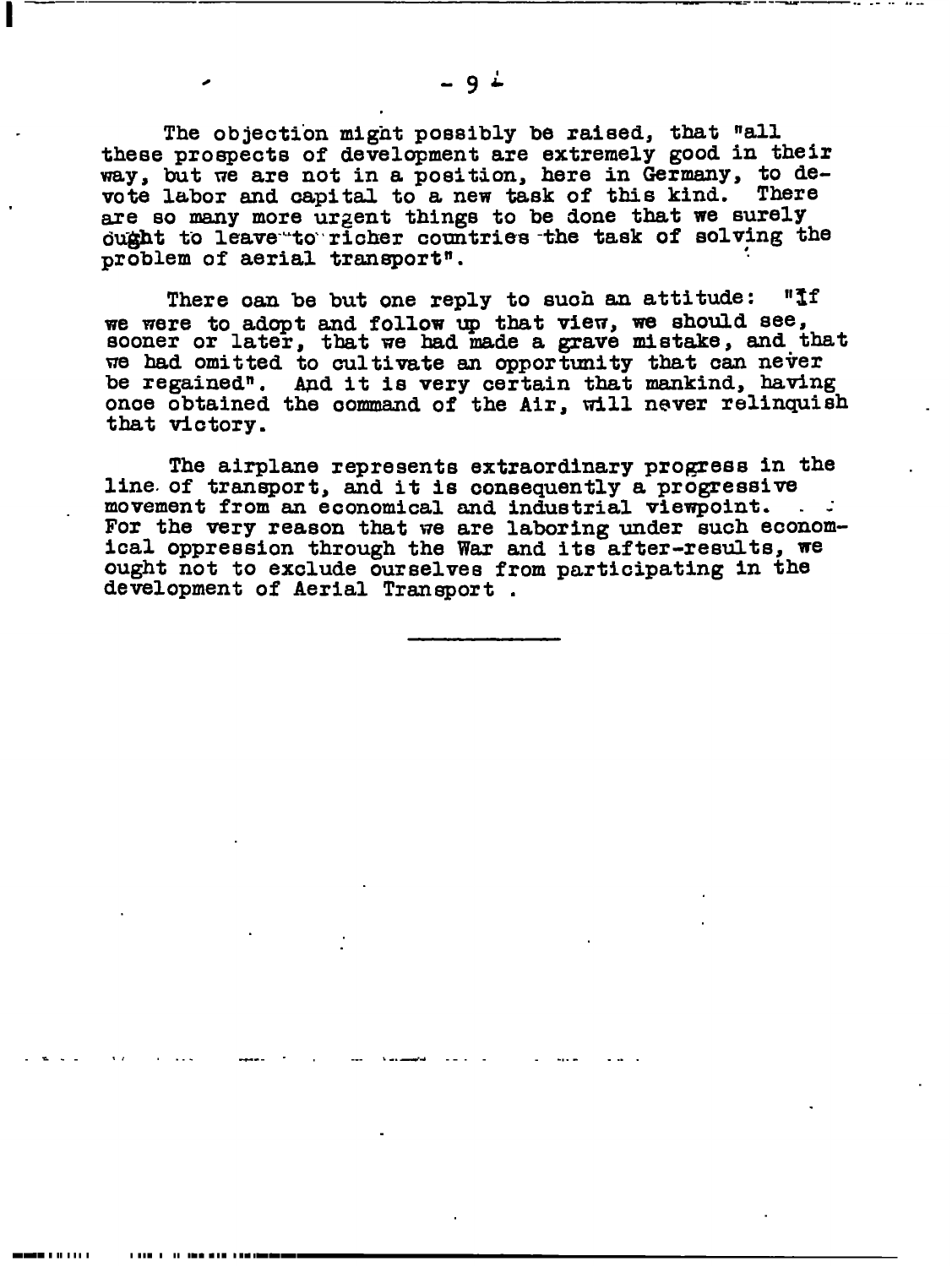The objection might possibly be raised, that "all these prospects of development are extremely good in their way, but we are not in a position, here in Germany, to devote labor and capital to a new task of this kind. There are so many more urgent things to be done that we surely ought to leave to richer countries the task of solving the problem of aerial transport".

There can be but one reply to such an attitude: "If we were to adopt and follow up that view, we should see, sooner or later, that we had made a grave mistake, and that we had omitted to cultivate an opportunity that can never be regained". And it is very certain that mankind, having once obtained the command of the Air, will never relinquish that victory.

The airplane represents extraordinary progress in the line of transport, and it is consequently a progressive movement from an economical and industrial viewpoint. For the very reason that we are laboring under such economical oppression through the War and its after-results, we ought not to exclude ourselves from participating in the development of Aerial Transport .

---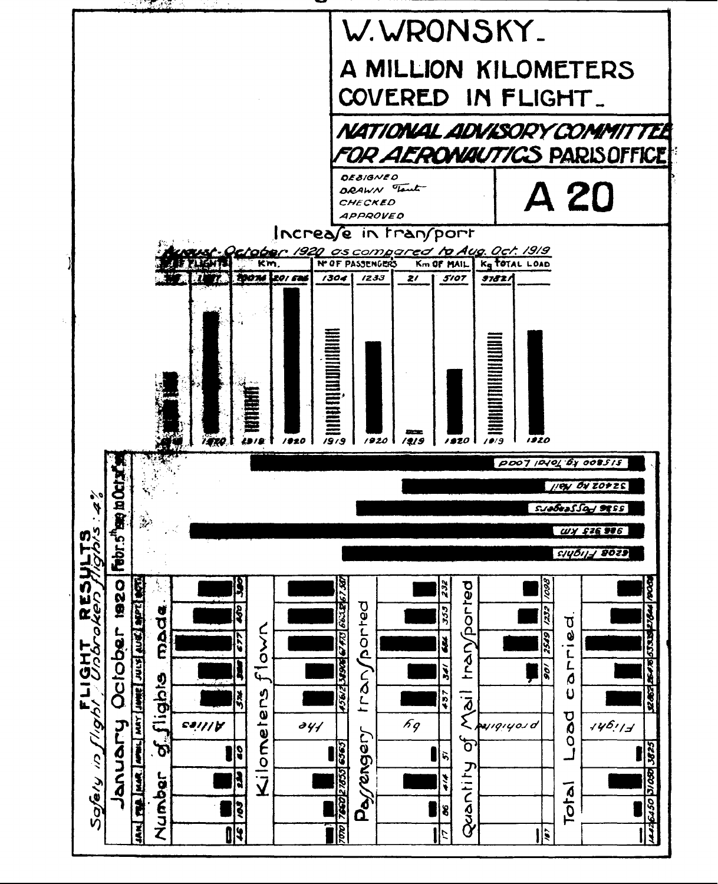# W. WRONSKY.

## A MILLION KILOMETERS COVERED IN FLIGHT.

**NATIONAL ADVISORY COMMITTEE FOR AERONAUTICS PARIS OFFICE**

DESIGNED
DRAWN Tout
CHECKED
APPROVED

**A 20**

### Increase in transport

*August-October 1920 as compared to Aug. Oct. 1919*

| No OF FLIGHTS | | Km. | | No OF PASSENGERS | | Km OF MAIL | | Kg TOTAL LOAD | |
|---|---|---|---|---|---|---|---|---|---|
| 1919 | 1920 | 1919 | 1920 | 1919 | 1920 | 1919 | 1920 | 1919 | 1920 |
| | 1127 | 100714 | 201686 | 1304 | 1233 | 21 | 5107 | 97821 | |

### FLIGHT RESULTS

*Safety in flight, Unbroken flights: 4%*

**Febr. 5th 1919 to Oct. 31st 1920**

- 515800 kg. Total Load
- 32402 kg Mail
- 5536 Passengers
- 986323 Km
- 6208 Flights

**January October 1920**

| | JAN. | FEB. | MAR. | APRIL | MAY | JUNE | JULY | AUG. | SEPT. | OCT. |
|---|---|---|---|---|---|---|---|---|---|---|
| Number of flights made | 46 | 103 | 238 | 60 | | 326 | | 677 | 400 | 380 |
| Kilometers flown | 7070 | 7860 | 27855 | 6565 | | 45612 | 38906 | 67473 | 66338 | 67387 |
| Passengers transported | 17 | 86 | 414 | 51 | | 437 | 341 | 686 | 353 | 232 |
| Quantity of Mail transported | 187 | | | | | | 901 | 2549 | 1232 | 1098 |
| Total Load carried | 14426 | 6450 | 31050 | 3825 | | 32862 | 26476 | 53535 | 27644 | 16006 |

*Allies the by prohibited Flight*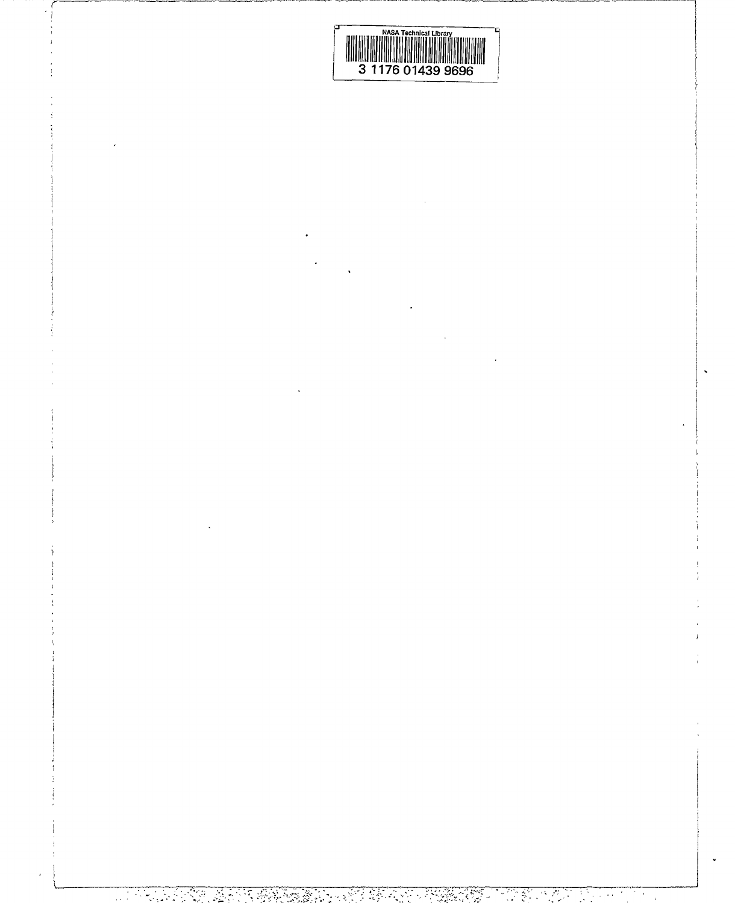NASA Technical Library

3 1176 01439 9696